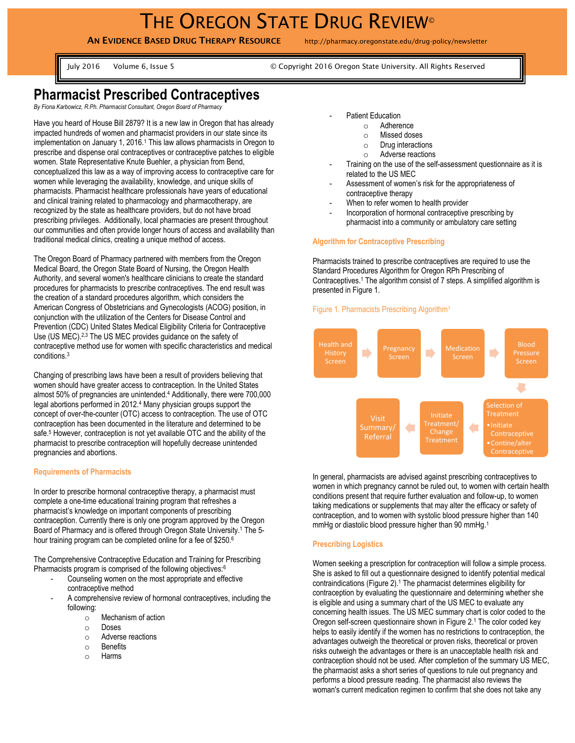# THE OREGON STATE DRUG REVIEW©

**AN EVIDENCE BASED DRUG THERAPY RESOURCE** http://pharmacy.oregonstate.edu/drug-policy/newsletter

July 2016 Volume 6, Issue 5 © Copyright 2016 Oregon State University. All Rights Reserved

# Pharmacist Prescribed Contraceptives

*By Fiona Karbowicz, R.Ph. Pharmacist Consultant, Oregon Board of Pharmacy*

Have you heard of House Bill 2879? It is a new law in Oregon that has already impacted hundreds of women and pharmacist providers in our state since its implementation on January 1, 2016.[1] This law allows pharmacists in Oregon to prescribe and dispense oral contraceptives or contraceptive patches to eligible women. State Representative Knute Buehler, a physician from Bend, conceptualized this law as a way of improving access to contraceptive care for women while leveraging the availability, knowledge, and unique skills of pharmacists. Pharmacist healthcare professionals have years of educational and clinical training related to pharmacology and pharmacotherapy, are recognized by the state as healthcare providers, but do not have broad prescribing privileges. Additionally, local pharmacies are present throughout our communities and often provide longer hours of access and availability than traditional medical clinics, creating a unique method of access.

The Oregon Board of Pharmacy partnered with members from the Oregon Medical Board, the Oregon State Board of Nursing, the Oregon Health Authority, and several women's healthcare clinicians to create the standard procedures for pharmacists to prescribe contraceptives. The end result was the creation of a standard procedures algorithm, which considers the American Congress of Obstetricians and Gynecologists (ACOG) position, in conjunction with the utilization of the Centers for Disease Control and Prevention (CDC) United States Medical Eligibility Criteria for Contraceptive Use (US MEC).[2,3] The US MEC provides guidance on the safety of contraceptive method use for women with specific characteristics and medical conditions.[3]

Changing of prescribing laws have been a result of providers believing that women should have greater access to contraception. In the United States almost 50% of pregnancies are unintended.[4] Additionally, there were 700,000 legal abortions performed in 2012.[4] Many physician groups support the concept of over-the-counter (OTC) access to contraception. The use of OTC contraception has been documented in the literature and determined to be safe.[5] However, contraception is not yet available OTC and the ability of the pharmacist to prescribe contraception will hopefully decrease unintended pregnancies and abortions.

## Requirements of Pharmacists

In order to prescribe hormonal contraceptive therapy, a pharmacist must complete a one-time educational training program that refreshes a pharmacist's knowledge on important components of prescribing contraception. Currently there is only one program approved by the Oregon Board of Pharmacy and is offered through Oregon State University.[1] The 5-hour training program can be completed online for a fee of $250.[6]

The Comprehensive Contraceptive Education and Training for Prescribing Pharmacists program is comprised of the following objectives:[6]

- Counseling women on the most appropriate and effective contraceptive method
- A comprehensive review of hormonal contraceptives, including the following:
  - Mechanism of action
  - Doses
  - Adverse reactions
  - Benefits
  - Harms
- Patient Education
  - Adherence
  - Missed doses
  - Drug interactions
  - Adverse reactions
- Training on the use of the self-assessment questionnaire as it is related to the US MEC
- Assessment of women's risk for the appropriateness of contraceptive therapy
- When to refer women to health provider
- Incorporation of hormonal contraceptive prescribing by pharmacist into a community or ambulatory care setting

## Algorithm for Contraceptive Prescribing

Pharmacists trained to prescribe contraceptives are required to use the Standard Procedures Algorithm for Oregon RPh Prescribing of Contraceptives.[1] The algorithm consist of 7 steps. A simplified algorithm is presented in Figure 1.

Figure 1. Pharmacists Prescribing Algorithm[1]

Health and History Screen → Pregnancy Screen → Medication Screen → Blood Pressure Screen → Selection of Treatment (• Initiate Contraceptive • Contine/alter Contraceptive) → Initiate Treatment/ Change Treatment → Visit Summary/ Referral

In general, pharmacists are advised against prescribing contraceptives to women in which pregnancy cannot be ruled out, to women with certain health conditions present that require further evaluation and follow-up, to women taking medications or supplements that may alter the efficacy or safety of contraception, and to women with systolic blood pressure higher than 140 mmHg or diastolic blood pressure higher than 90 mmHg.[1]

## Prescribing Logistics

Women seeking a prescription for contraception will follow a simple process. She is asked to fill out a questionnaire designed to identify potential medical contraindications (Figure 2).[1] The pharmacist determines eligibility for contraception by evaluating the questionnaire and determining whether she is eligible and using a summary chart of the US MEC to evaluate any concerning health issues. The US MEC summary chart is color coded to the Oregon self-screen questionnaire shown in Figure 2.[1] The color coded key helps to easily identify if the women has no restrictions to contraception, the advantages outweigh the theoretical or proven risks, theoretical or proven risks outweigh the advantages or there is an unacceptable health risk and contraception should not be used. After completion of the summary US MEC, the pharmacist asks a short series of questions to rule out pregnancy and performs a blood pressure reading. The pharmacist also reviews the woman's current medication regimen to confirm that she does not take any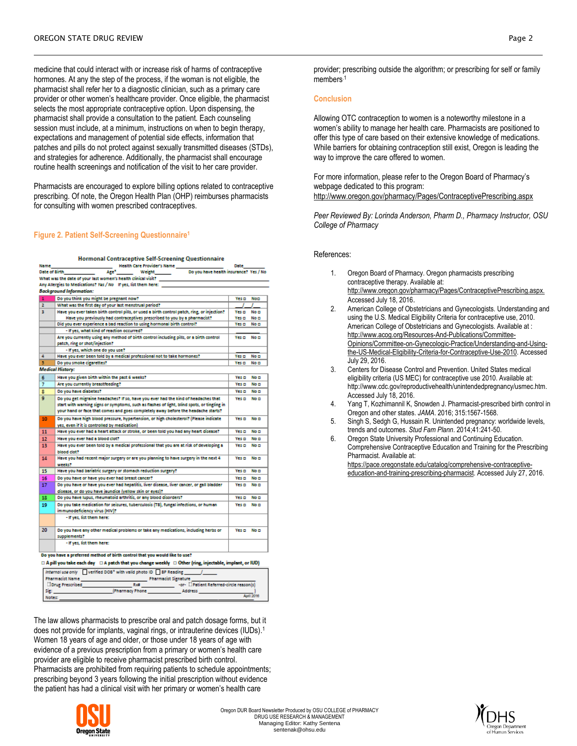medicine that could interact with or increase risk of harms of contraceptive hormones. At any the step of the process, if the woman is not eligible, the pharmacist shall refer her to a diagnostic clinician, such as a primary care provider or other women's healthcare provider. Once eligible, the pharmacist selects the most appropriate contraceptive option. Upon dispensing, the pharmacist shall provide a consultation to the patient. Each counseling session must include, at a minimum, instructions on when to begin therapy, expectations and management of potential side effects, information that patches and pills do not protect against sexually transmitted diseases (STDs), and strategies for adherence. Additionally, the pharmacist shall encourage routine health screenings and notification of the visit to her care provider.

Pharmacists are encouraged to explore billing options related to contraceptive prescribing. Of note, the Oregon Health Plan (OHP) reimburses pharmacists for consulting with women prescribed contraceptives.

### Figure 2. Patient Self-Screening Questionnaire[1]

**Hormonal Contraceptive Self-Screening Questionnaire**

Name ________ Health Care Provider's Name ________ Date ________

Date of Birth ________ Age* ________ Weight ________ Do you have health insurance? Yes / No

What was the date of your last women's health clinical visit? ________

Any Allergies to Medications? Yes / No If yes, list them here: ________

*Background Information:*

| | | |
|---|---|---|
| 1 | Do you think you might be pregnant now? | Yes ☐ No ☐ |
| 2 | What was the first day of your last menstrual period? | ___/___/___ |
| 3 | Have you ever taken birth control pills, or used a birth control patch, ring, or injection? | Yes ☐ No ☐ |
| | Have you previously had contraceptives prescribed to you by a pharmacist? | Yes ☐ No ☐ |
| | Did you ever experience a bad reaction to using hormonal birth control? | Yes ☐ No ☐ |
| | - If yes, what kind of reaction occurred? | |
| | Are you currently using any method of birth control including pills, or a birth control patch, ring or shot/injection? | Yes ☐ No ☐ |
| | - If yes, which one do you use? | |
| 4 | Have you ever been told by a medical professional not to take hormones? | Yes ☐ No ☐ |
| 5 | Do you smoke cigarettes? | Yes ☐ No ☐ |

*Medical History:*

| | | |
|---|---|---|
| 6 | Have you given birth within the past 6 weeks? | Yes ☐ No ☐ |
| 7 | Are you currently breastfeeding? | Yes ☐ No ☐ |
| 8 | Do you have diabetes? | Yes ☐ No ☐ |
| 9 | Do you get migraine headaches? If so, have you ever had the kind of headaches that start with warning signs or symptoms, such as flashes of light, blind spots, or tingling in your hand or face that comes and goes completely away before the headache starts? | Yes ☐ No ☐ |
| 10 | Do you have high blood pressure, hypertension, or high cholesterol? (Please indicate yes, even if it is controlled by medication) | Yes ☐ No ☐ |
| 11 | Have you ever had a heart attack or stroke, or been told you had any heart disease? | Yes ☐ No ☐ |
| 12 | Have you ever had a blood clot? | Yes ☐ No ☐ |
| 13 | Have you ever been told by a medical professional that you are at risk of developing a blood clot? | Yes ☐ No ☐ |
| 14 | Have you had recent major surgery or are you planning to have surgery in the next 4 weeks? | Yes ☐ No ☐ |
| 15 | Have you had bariatric surgery or stomach reduction surgery? | Yes ☐ No ☐ |
| 16 | Do you have or have you ever had breast cancer? | Yes ☐ No ☐ |
| 17 | Do you have or have you ever had hepatitis, liver disease, liver cancer, or gall bladder disease, or do you have jaundice (yellow skin or eyes)? | Yes ☐ No ☐ |
| 18 | Do you have lupus, rheumatoid arthritis, or any blood disorders? | Yes ☐ No ☐ |
| 19 | Do you take medication for seizures, tuberculosis (TB), fungal infections, or human immunodeficiency virus (HIV)? | Yes ☐ No ☐ |
| | - If yes, list them here: | |
| 20 | Do you have any other medical problems or take any medications, including herbs or supplements? | Yes ☐ No ☐ |
| | - If yes, list them here: | |

Do you have a preferred method of birth control that you would like to use?

☐ A pill you take each day ☐ A patch that you change weekly ☐ Other (ring, injectable, implant, or IUD)

*Internal use only* ☐ verified DOB* with valid photo ID ☐ BP Reading ____/____
Pharmacist Name ________ Pharmacist Signature ________
☐ Drug Prescribed ________ Rx# ________ -or- ☐ Patient Referred-circle reason(s) ________
Sig: ________ Pharmacy Phone ________ Address ________
Notes: ________ April 2016

The law allows pharmacists to prescribe oral and patch dosage forms, but it does not provide for implants, vaginal rings, or intrauterine devices (IUDs).[1] Women 18 years of age and older, or those under 18 years of age with evidence of a previous prescription from a primary or women's health care provider are eligible to receive pharmacist prescribed birth control. Pharmacists are prohibited from requiring patients to schedule appointments; prescribing beyond 3 years following the initial prescription without evidence the patient has had a clinical visit with her primary or women's health care provider; prescribing outside the algorithm; or prescribing for self or family members.[1]

## Conclusion

Allowing OTC contraception to women is a noteworthy milestone in a women's ability to manage her health care. Pharmacists are positioned to offer this type of care based on their extensive knowledge of medications. While barriers for obtaining contraception still exist, Oregon is leading the way to improve the care offered to women.

For more information, please refer to the Oregon Board of Pharmacy's webpage dedicated to this program: http://www.oregon.gov/pharmacy/Pages/ContraceptivePrescribing.aspx

*Peer Reviewed By: Lorinda Anderson, Pharm D., Pharmacy Instructor, OSU College of Pharmacy*

References:

1. Oregon Board of Pharmacy. Oregon pharmacists prescribing contraceptive therapy. Available at: http://www.oregon.gov/pharmacy/Pages/ContraceptivePrescribing.aspx. Accessed July 18, 2016.
2. American College of Obstetricians and Gynecologists. Understanding and using the U.S. Medical Eligibility Criteria for contraceptive use, 2010. American College of Obstetricians and Gynecologists. Available at : http://www.acog.org/Resources-And-Publications/Committee-Opinions/Committee-on-Gynecologic-Practice/Understanding-and-Using-the-US-Medical-Eligibility-Criteria-for-Contraceptive-Use-2010. Accessed July 29, 2016.
3. Centers for Disease Control and Prevention. United States medical eligibility criteria (US MEC) for contraceptive use 2010. Available at: http://www.cdc.gov/reproductivehealth/unintendedpregnancy/usmec.htm. Accessed July 18, 2016.
4. Yang T, Kozhimannil K, Snowden J. Pharmacist-prescribed birth control in Oregon and other states. *JAMA*. 2016; 315:1567-1568.
5. Singh S, Sedgh G, Hussain R. Unintended pregnancy: worldwide levels, trends and outcomes. *Stud Fam Plann*. 2014;41:241-50.
6. Oregon State University Professional and Continuing Education. Comprehensive Contraceptive Education and Training for the Prescribing Pharmacist. Available at: https://pace.oregonstate.edu/catalog/comprehensive-contraceptive-education-and-training-prescribing-pharmacist. Accessed July 27, 2016.